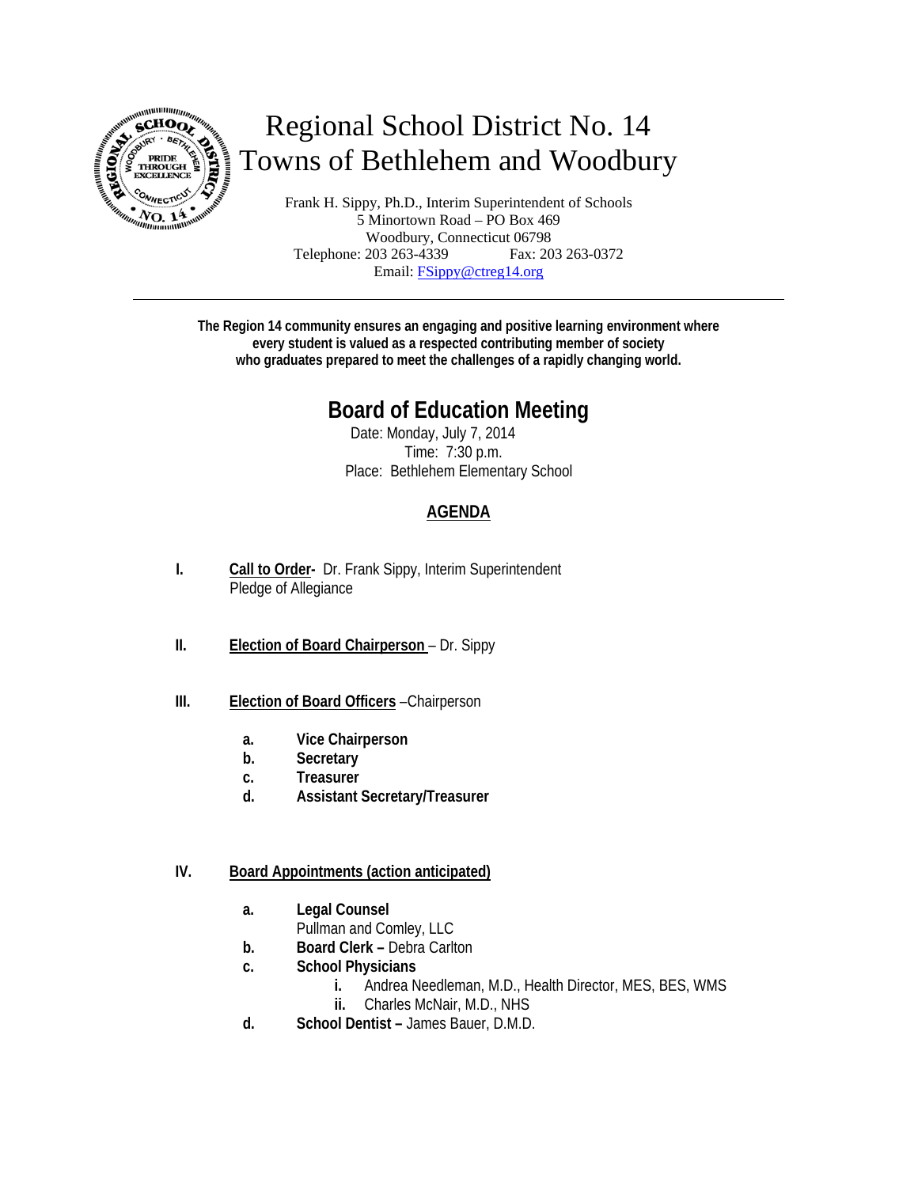# Regional School District No. 14
# Towns of Bethlehem and Woodbury

Frank H. Sippy, Ph.D., Interim Superintendent of Schools
5 Minortown Road – PO Box 469
Woodbury, Connecticut 06798
Telephone: 203 263-4339 Fax: 203 263-0372
Email: FSippy@ctreg14.org

---

**The Region 14 community ensures an engaging and positive learning environment where every student is valued as a respected contributing member of society who graduates prepared to meet the challenges of a rapidly changing world.**

## Board of Education Meeting

Date: Monday, July 7, 2014
Time: 7:30 p.m.
Place: Bethlehem Elementary School

### AGENDA

**I.** **Call to Order-** Dr. Frank Sippy, Interim Superintendent
Pledge of Allegiance

**II.** **Election of Board Chairperson** – Dr. Sippy

**III.** **Election of Board Officers** –Chairperson

- **a.** **Vice Chairperson**
- **b.** **Secretary**
- **c.** **Treasurer**
- **d.** **Assistant Secretary/Treasurer**

**IV.** **Board Appointments (action anticipated)**

- **a.** **Legal Counsel**
  Pullman and Comley, LLC
- **b.** **Board Clerk –** Debra Carlton
- **c.** **School Physicians**
  - **i.** Andrea Needleman, M.D., Health Director, MES, BES, WMS
  - **ii.** Charles McNair, M.D., NHS
- **d.** **School Dentist –** James Bauer, D.M.D.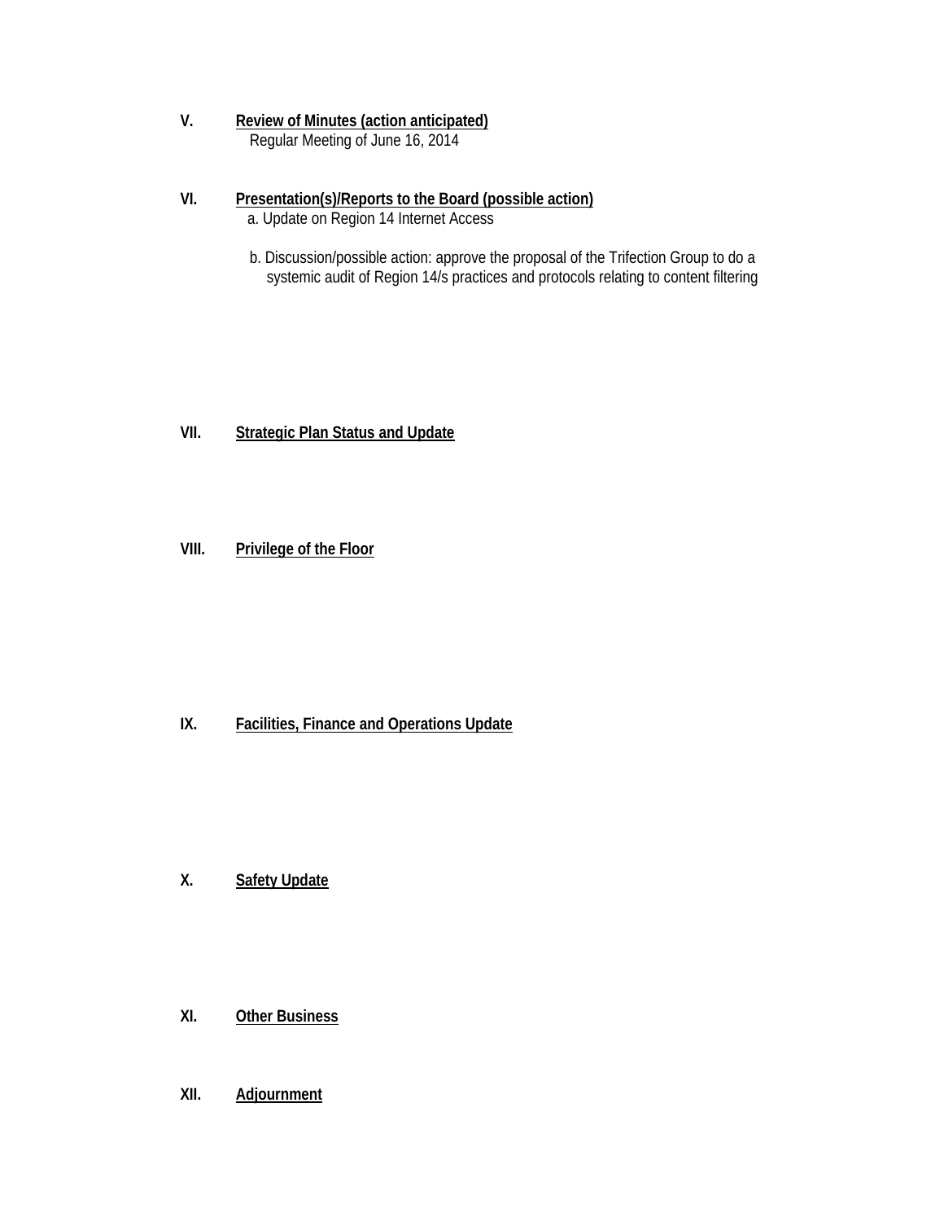**V. <u>Review of Minutes (action anticipated)</u>**

Regular Meeting of June 16, 2014

**VI. <u>Presentation(s)/Reports to the Board (possible action)</u>**

a. Update on Region 14 Internet Access

b. Discussion/possible action: approve the proposal of the Trifection Group to do a systemic audit of Region 14/s practices and protocols relating to content filtering

**VII. <u>Strategic Plan Status and Update</u>**

**VIII. <u>Privilege of the Floor</u>**

**IX. <u>Facilities, Finance and Operations Update</u>**

**X. <u>Safety Update</u>**

**XI. <u>Other Business</u>**

**XII. <u>Adjournment</u>**